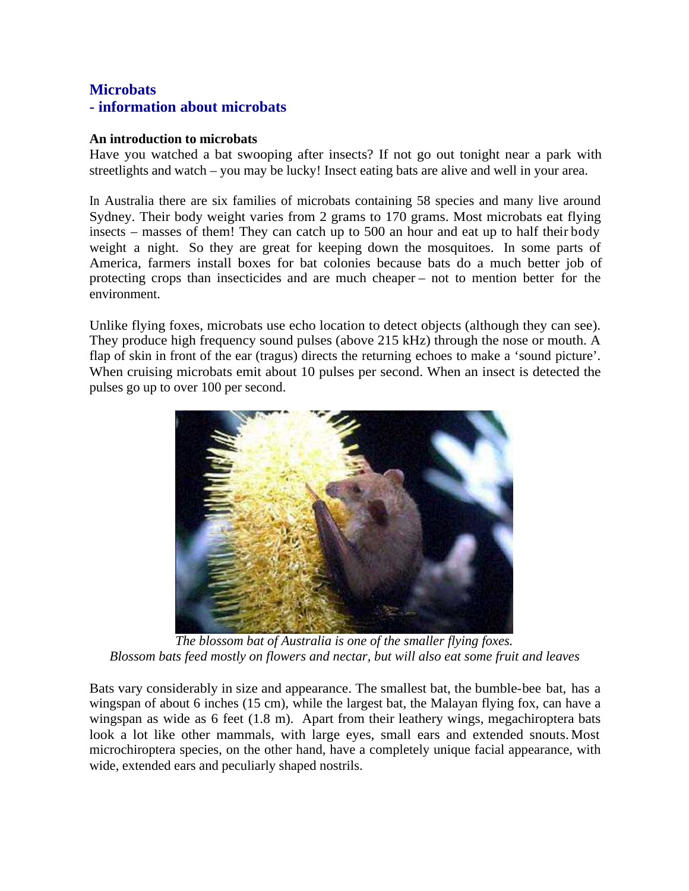# Microbats
## - information about microbats

### An introduction to microbats

Have you watched a bat swooping after insects? If not go out tonight near a park with streetlights and watch – you may be lucky! Insect eating bats are alive and well in your area.

In Australia there are six families of microbats containing 58 species and many live around Sydney. Their body weight varies from 2 grams to 170 grams. Most microbats eat flying insects – masses of them! They can catch up to 500 an hour and eat up to half their body weight a night. So they are great for keeping down the mosquitoes. In some parts of America, farmers install boxes for bat colonies because bats do a much better job of protecting crops than insecticides and are much cheaper – not to mention better for the environment.

Unlike flying foxes, microbats use echo location to detect objects (although they can see). They produce high frequency sound pulses (above 215 kHz) through the nose or mouth. A flap of skin in front of the ear (tragus) directs the returning echoes to make a 'sound picture'. When cruising microbats emit about 10 pulses per second. When an insect is detected the pulses go up to over 100 per second.

*The blossom bat of Australia is one of the smaller flying foxes.*
*Blossom bats feed mostly on flowers and nectar, but will also eat some fruit and leaves*

Bats vary considerably in size and appearance. The smallest bat, the bumble-bee bat, has a wingspan of about 6 inches (15 cm), while the largest bat, the Malayan flying fox, can have a wingspan as wide as 6 feet (1.8 m). Apart from their leathery wings, megachiroptera bats look a lot like other mammals, with large eyes, small ears and extended snouts. Most microchiroptera species, on the other hand, have a completely unique facial appearance, with wide, extended ears and peculiarly shaped nostrils.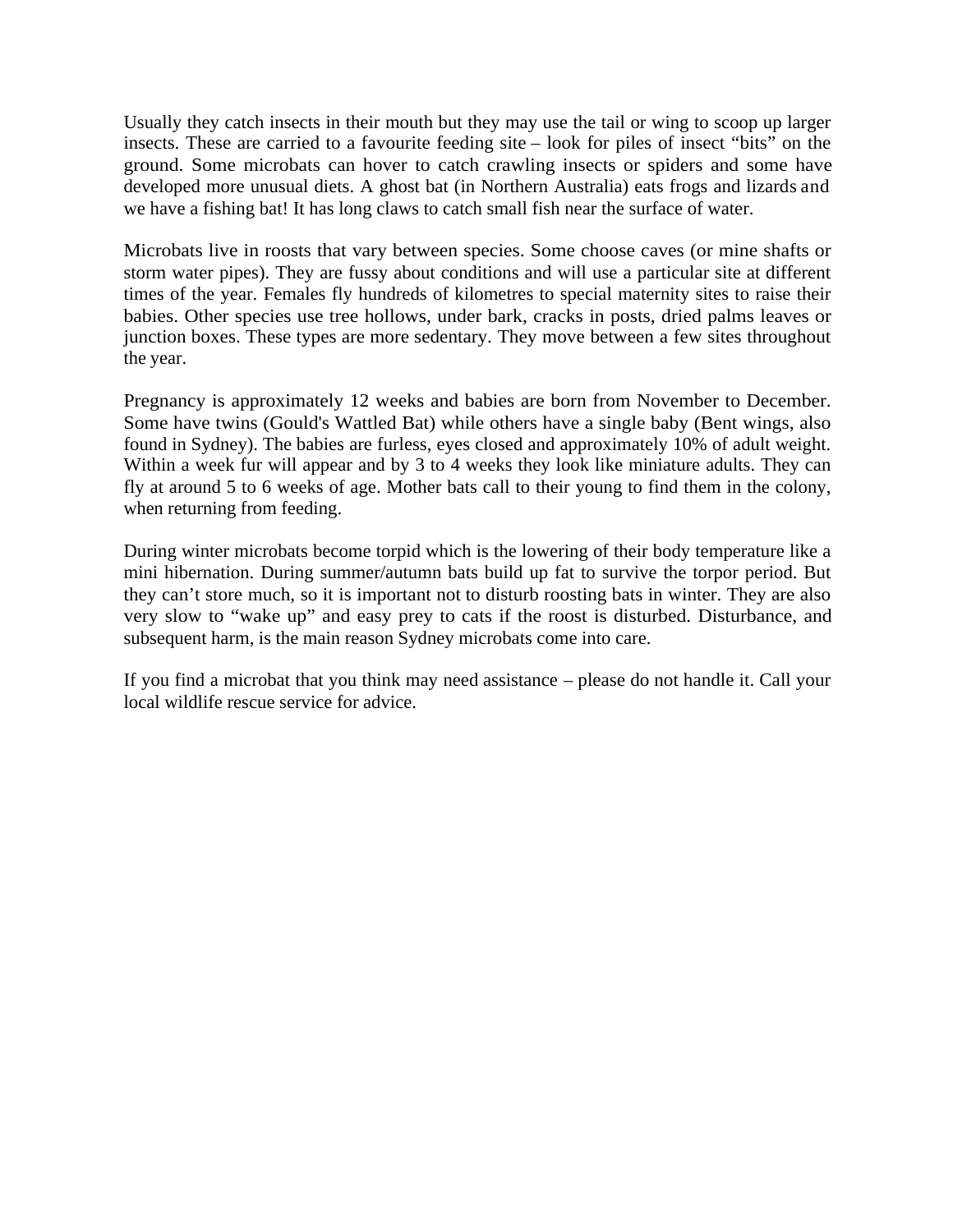Usually they catch insects in their mouth but they may use the tail or wing to scoop up larger insects. These are carried to a favourite feeding site – look for piles of insect "bits" on the ground. Some microbats can hover to catch crawling insects or spiders and some have developed more unusual diets. A ghost bat (in Northern Australia) eats frogs and lizards and we have a fishing bat! It has long claws to catch small fish near the surface of water.

Microbats live in roosts that vary between species. Some choose caves (or mine shafts or storm water pipes). They are fussy about conditions and will use a particular site at different times of the year. Females fly hundreds of kilometres to special maternity sites to raise their babies. Other species use tree hollows, under bark, cracks in posts, dried palms leaves or junction boxes. These types are more sedentary. They move between a few sites throughout the year.

Pregnancy is approximately 12 weeks and babies are born from November to December. Some have twins (Gould's Wattled Bat) while others have a single baby (Bent wings, also found in Sydney). The babies are furless, eyes closed and approximately 10% of adult weight. Within a week fur will appear and by 3 to 4 weeks they look like miniature adults. They can fly at around 5 to 6 weeks of age. Mother bats call to their young to find them in the colony, when returning from feeding.

During winter microbats become torpid which is the lowering of their body temperature like a mini hibernation. During summer/autumn bats build up fat to survive the torpor period. But they can't store much, so it is important not to disturb roosting bats in winter. They are also very slow to "wake up" and easy prey to cats if the roost is disturbed. Disturbance, and subsequent harm, is the main reason Sydney microbats come into care.

If you find a microbat that you think may need assistance – please do not handle it. Call your local wildlife rescue service for advice.